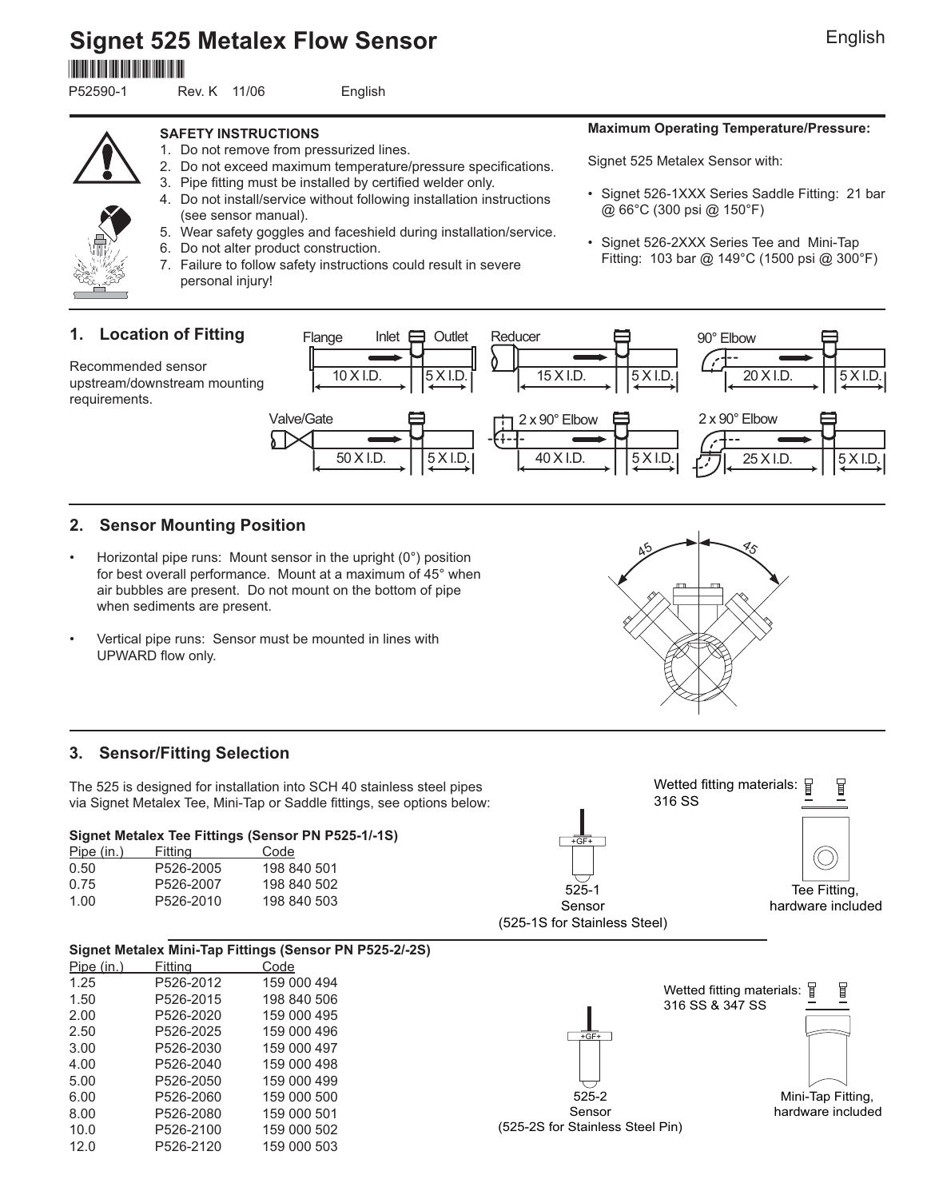# Signet 525 Metalex Flow Sensor

P52590-1 Rev. K 11/06 English

**SAFETY INSTRUCTIONS**

1. Do not remove from pressurized lines.
2. Do not exceed maximum temperature/pressure specifications.
3. Pipe fitting must be installed by certified welder only.
4. Do not install/service without following installation instructions (see sensor manual).
5. Wear safety goggles and faceshield during installation/service.
6. Do not alter product construction.
7. Failure to follow safety instructions could result in severe personal injury!

**Maximum Operating Temperature/Pressure:**

Signet 525 Metalex Sensor with:

- Signet 526-1XXX Series Saddle Fitting: 21 bar @ 66°C (300 psi @ 150°F)
- Signet 526-2XXX Series Tee and Mini-Tap Fitting: 103 bar @ 149°C (1500 psi @ 300°F)

## 1. Location of Fitting

Recommended sensor upstream/downstream mounting requirements.

| Configuration | Upstream | Downstream |
|---|---|---|
| Flange | 10 X I.D. | 5 X I.D. |
| Reducer | 15 X I.D. | 5 X I.D. |
| 90° Elbow | 20 X I.D. | 5 X I.D. |
| Valve/Gate | 50 X I.D. | 5 X I.D. |
| 2 x 90° Elbow | 40 X I.D. | 5 X I.D. |
| 2 x 90° Elbow | 25 X I.D. | 5 X I.D. |

## 2. Sensor Mounting Position

- Horizontal pipe runs: Mount sensor in the upright (0°) position for best overall performance. Mount at a maximum of 45° when air bubbles are present. Do not mount on the bottom of pipe when sediments are present.
- Vertical pipe runs: Sensor must be mounted in lines with UPWARD flow only.

## 3. Sensor/Fitting Selection

The 525 is designed for installation into SCH 40 stainless steel pipes via Signet Metalex Tee, Mini-Tap or Saddle fittings, see options below:

**Signet Metalex Tee Fittings (Sensor PN P525-1/-1S)**

| Pipe (in.) | Fitting | Code |
|---|---|---|
| 0.50 | P526-2005 | 198 840 501 |
| 0.75 | P526-2007 | 198 840 502 |
| 1.00 | P526-2010 | 198 840 503 |

525-1 Sensor (525-1S for Stainless Steel)

Wetted fitting materials: 316 SS

Tee Fitting, hardware included

**Signet Metalex Mini-Tap Fittings (Sensor PN P525-2/-2S)**

| Pipe (in.) | Fitting | Code |
|---|---|---|
| 1.25 | P526-2012 | 159 000 494 |
| 1.50 | P526-2015 | 198 840 506 |
| 2.00 | P526-2020 | 159 000 495 |
| 2.50 | P526-2025 | 159 000 496 |
| 3.00 | P526-2030 | 159 000 497 |
| 4.00 | P526-2040 | 159 000 498 |
| 5.00 | P526-2050 | 159 000 499 |
| 6.00 | P526-2060 | 159 000 500 |
| 8.00 | P526-2080 | 159 000 501 |
| 10.0 | P526-2100 | 159 000 502 |
| 12.0 | P526-2120 | 159 000 503 |

525-2 Sensor (525-2S for Stainless Steel Pin)

Wetted fitting materials: 316 SS & 347 SS

Mini-Tap Fitting, hardware included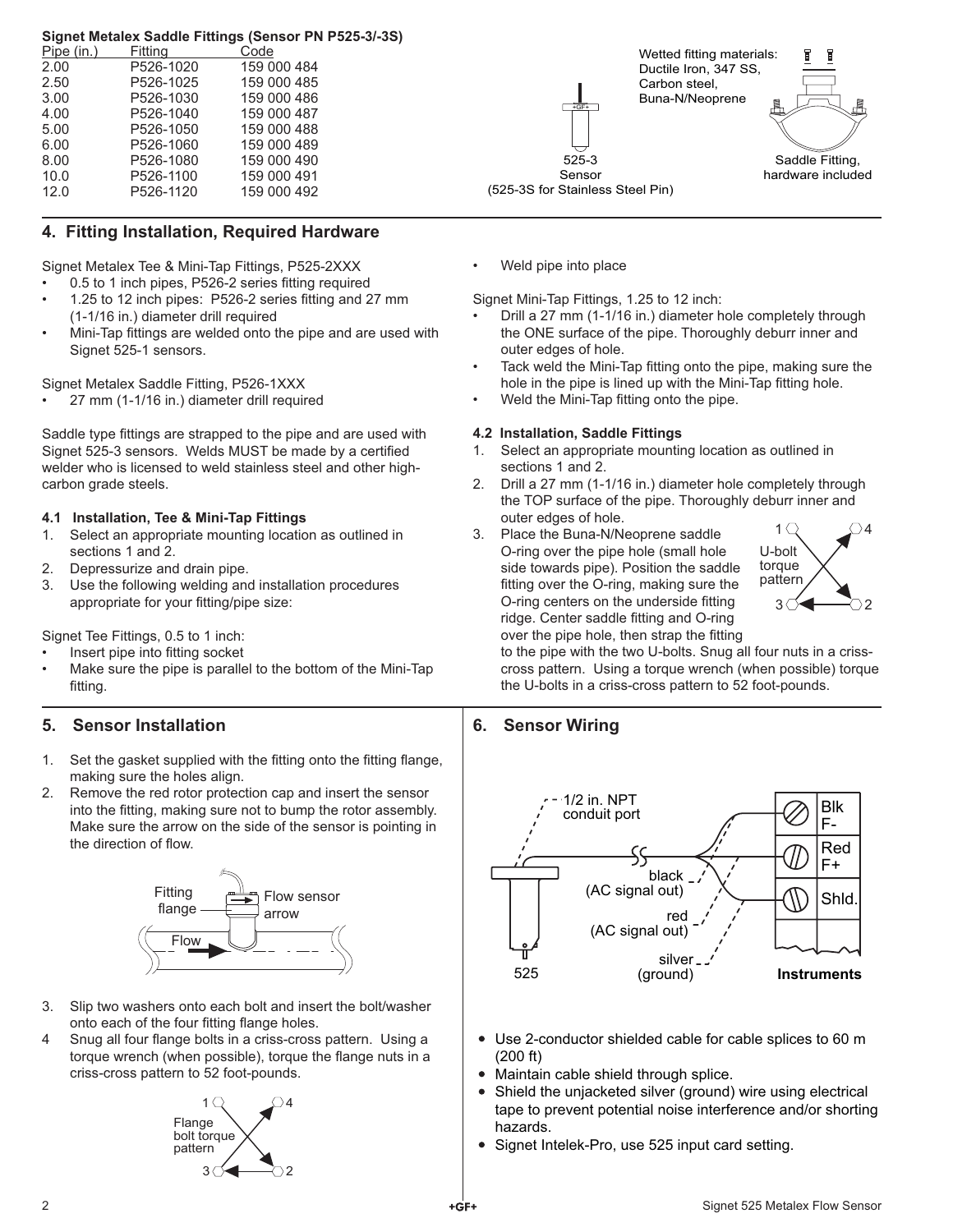**Signet Metalex Saddle Fittings (Sensor PN P525-3/-3S)**

| Pipe (in.) | Fitting | Code |
|---|---|---|
| 2.00 | P526-1020 | 159 000 484 |
| 2.50 | P526-1025 | 159 000 485 |
| 3.00 | P526-1030 | 159 000 486 |
| 4.00 | P526-1040 | 159 000 487 |
| 5.00 | P526-1050 | 159 000 488 |
| 6.00 | P526-1060 | 159 000 489 |
| 8.00 | P526-1080 | 159 000 490 |
| 10.0 | P526-1100 | 159 000 491 |
| 12.0 | P526-1120 | 159 000 492 |

Wetted fitting materials: Ductile Iron, 347 SS, Carbon steel, Buna-N/Neoprene

525-3 Sensor (525-3S for Stainless Steel Pin)

Saddle Fitting, hardware included

## 4. Fitting Installation, Required Hardware

Signet Metalex Tee & Mini-Tap Fittings, P525-2XXX

- 0.5 to 1 inch pipes, P526-2 series fitting required
- 1.25 to 12 inch pipes: P526-2 series fitting and 27 mm (1-1/16 in.) diameter drill required
- Mini-Tap fittings are welded onto the pipe and are used with Signet 525-1 sensors.

Signet Metalex Saddle Fitting, P526-1XXX

- 27 mm (1-1/16 in.) diameter drill required

Saddle type fittings are strapped to the pipe and are used with Signet 525-3 sensors. Welds MUST be made by a certified welder who is licensed to weld stainless steel and other high-carbon grade steels.

### 4.1 Installation, Tee & Mini-Tap Fittings

1. Select an appropriate mounting location as outlined in sections 1 and 2.
2. Depressurize and drain pipe.
3. Use the following welding and installation procedures appropriate for your fitting/pipe size:

Signet Tee Fittings, 0.5 to 1 inch:

- Insert pipe into fitting socket
- Make sure the pipe is parallel to the bottom of the Mini-Tap fitting.
- Weld pipe into place

Signet Mini-Tap Fittings, 1.25 to 12 inch:

- Drill a 27 mm (1-1/16 in.) diameter hole completely through the ONE surface of the pipe. Thoroughly deburr inner and outer edges of hole.
- Tack weld the Mini-Tap fitting onto the pipe, making sure the hole in the pipe is lined up with the Mini-Tap fitting hole.
- Weld the Mini-Tap fitting onto the pipe.

### 4.2 Installation, Saddle Fittings

1. Select an appropriate mounting location as outlined in sections 1 and 2.
2. Drill a 27 mm (1-1/16 in.) diameter hole completely through the TOP surface of the pipe. Thoroughly deburr inner and outer edges of hole.
3. Place the Buna-N/Neoprene saddle O-ring over the pipe hole (small hole side towards pipe). Position the saddle fitting over the O-ring, making sure the O-ring centers on the underside fitting ridge. Center saddle fitting and O-ring over the pipe hole, then strap the fitting to the pipe with the two U-bolts. Snug all four nuts in a criss-cross pattern. Using a torque wrench (when possible) torque the U-bolts in a criss-cross pattern to 52 foot-pounds.

U-bolt torque pattern (1, 2, 3, 4)

## 5. Sensor Installation

1. Set the gasket supplied with the fitting onto the fitting flange, making sure the holes align.
2. Remove the red rotor protection cap and insert the sensor into the fitting, making sure not to bump the rotor assembly. Make sure the arrow on the side of the sensor is pointing in the direction of flow.

Fitting flange — Flow sensor arrow — Flow

3. Slip two washers onto each bolt and insert the bolt/washer onto each of the four fitting flange holes.
4. Snug all four flange bolts in a criss-cross pattern. Using a torque wrench (when possible), torque the flange nuts in a criss-cross pattern to 52 foot-pounds.

Flange bolt torque pattern (1, 2, 3, 4)

## 6. Sensor Wiring

1/2 in. NPT conduit port; 525; black (AC signal out) → Blk F-; red (AC signal out) → Red F+; silver (ground) → Shld.; Instruments

- Use 2-conductor shielded cable for cable splices to 60 m (200 ft)
- Maintain cable shield through splice.
- Shield the unjacketed silver (ground) wire using electrical tape to prevent potential noise interference and/or shorting hazards.
- Signet Intelek-Pro, use 525 input card setting.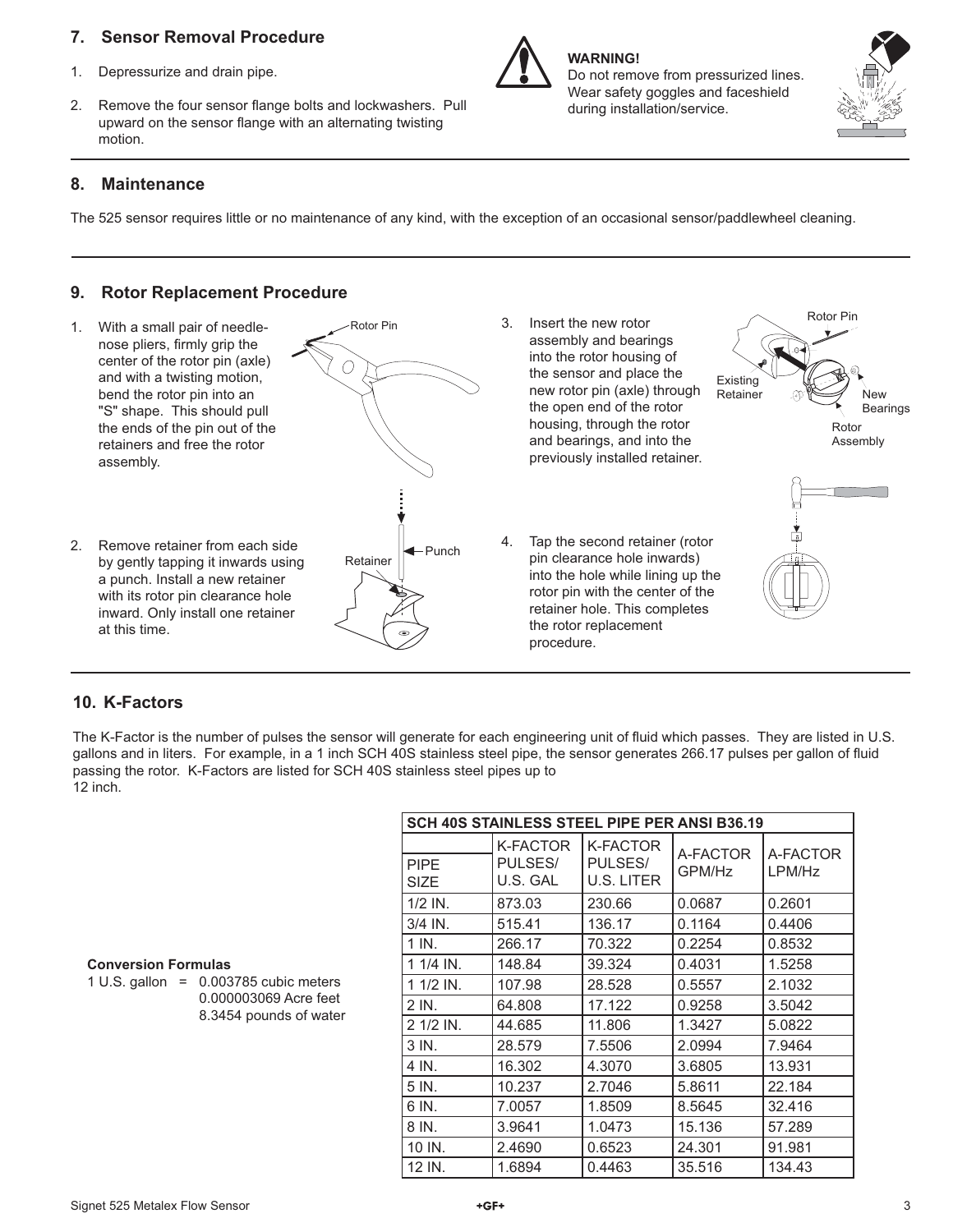## 7. Sensor Removal Procedure

1. Depressurize and drain pipe.
2. Remove the four sensor flange bolts and lockwashers. Pull upward on the sensor flange with an alternating twisting motion.

**WARNING!**
Do not remove from pressurized lines. Wear safety goggles and faceshield during installation/service.

## 8. Maintenance

The 525 sensor requires little or no maintenance of any kind, with the exception of an occasional sensor/paddlewheel cleaning.

## 9. Rotor Replacement Procedure

1. With a small pair of needle-nose pliers, firmly grip the center of the rotor pin (axle) and with a twisting motion, bend the rotor pin into an "S" shape. This should pull the ends of the pin out of the retainers and free the rotor assembly.

Rotor Pin

2. Remove retainer from each side by gently tapping it inwards using a punch. Install a new retainer with its rotor pin clearance hole inward. Only install one retainer at this time.

Retainer, Punch

3. Insert the new rotor assembly and bearings into the rotor housing of the sensor and place the new rotor pin (axle) through the open end of the rotor housing, through the rotor and bearings, and into the previously installed retainer.

Rotor Pin, Existing Retainer, New Bearings, Rotor Assembly

4. Tap the second retainer (rotor pin clearance hole inwards) into the hole while lining up the rotor pin with the center of the retainer hole. This completes the rotor replacement procedure.

## 10. K-Factors

The K-Factor is the number of pulses the sensor will generate for each engineering unit of fluid which passes. They are listed in U.S. gallons and in liters. For example, in a 1 inch SCH 40S stainless steel pipe, the sensor generates 266.17 pulses per gallon of fluid passing the rotor. K-Factors are listed for SCH 40S stainless steel pipes up to 12 inch.

**Conversion Formulas**

1 U.S. gallon = 0.003785 cubic meters
0.000003069 Acre feet
8.3454 pounds of water

| SCH 40S STAINLESS STEEL PIPE PER ANSI B36.19 | | | | |
|---|---|---|---|---|
| PIPE SIZE | K-FACTOR PULSES/ U.S. GAL | K-FACTOR PULSES/ U.S. LITER | A-FACTOR GPM/Hz | A-FACTOR LPM/Hz |
| 1/2 IN. | 873.03 | 230.66 | 0.0687 | 0.2601 |
| 3/4 IN. | 515.41 | 136.17 | 0.1164 | 0.4406 |
| 1 IN. | 266.17 | 70.322 | 0.2254 | 0.8532 |
| 1 1/4 IN. | 148.84 | 39.324 | 0.4031 | 1.5258 |
| 1 1/2 IN. | 107.98 | 28.528 | 0.5557 | 2.1032 |
| 2 IN. | 64.808 | 17.122 | 0.9258 | 3.5042 |
| 2 1/2 IN. | 44.685 | 11.806 | 1.3427 | 5.0822 |
| 3 IN. | 28.579 | 7.5506 | 2.0994 | 7.9464 |
| 4 IN. | 16.302 | 4.3070 | 3.6805 | 13.931 |
| 5 IN. | 10.237 | 2.7046 | 5.8611 | 22.184 |
| 6 IN. | 7.0057 | 1.8509 | 8.5645 | 32.416 |
| 8 IN. | 3.9641 | 1.0473 | 15.136 | 57.289 |
| 10 IN. | 2.4690 | 0.6523 | 24.301 | 91.981 |
| 12 IN. | 1.6894 | 0.4463 | 35.516 | 134.43 |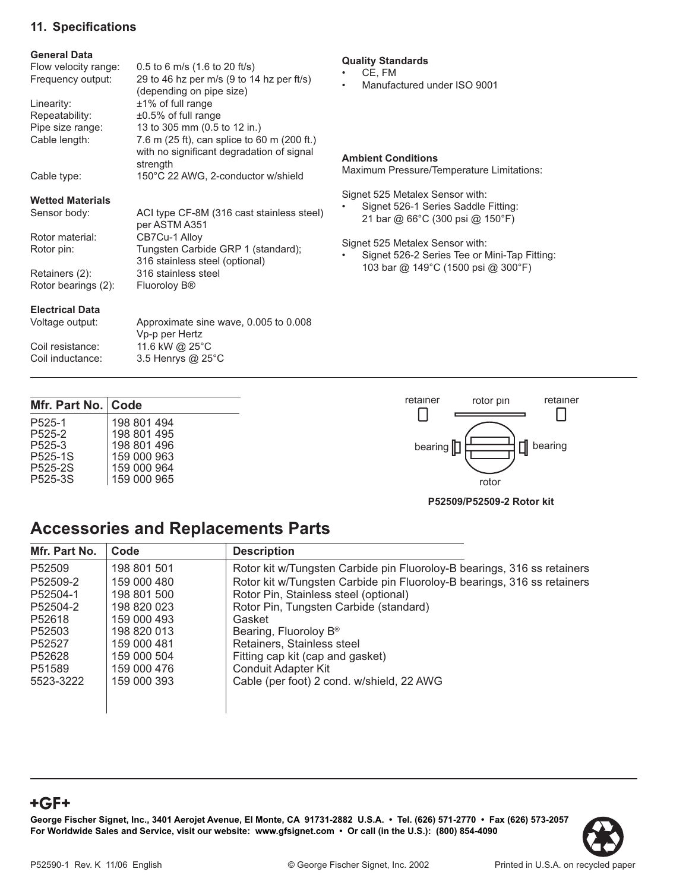## 11. Specifications

**General Data**

| | |
|---|---|
| Flow velocity range: | 0.5 to 6 m/s (1.6 to 20 ft/s) |
| Frequency output: | 29 to 46 hz per m/s (9 to 14 hz per ft/s) (depending on pipe size) |
| Linearity: | ±1% of full range |
| Repeatability: | ±0.5% of full range |
| Pipe size range: | 13 to 305 mm (0.5 to 12 in.) |
| Cable length: | 7.6 m (25 ft), can splice to 60 m (200 ft.) with no significant degradation of signal strength |
| Cable type: | 150°C 22 AWG, 2-conductor w/shield |

**Wetted Materials**

| | |
|---|---|
| Sensor body: | ACI type CF-8M (316 cast stainless steel) per ASTM A351 |
| Rotor material: | CB7Cu-1 Alloy |
| Rotor pin: | Tungsten Carbide GRP 1 (standard); 316 stainless steel (optional) |
| Retainers (2): | 316 stainless steel |
| Rotor bearings (2): | Fluoroloy B® |

**Electrical Data**

| | |
|---|---|
| Voltage output: | Approximate sine wave, 0.005 to 0.008 Vp-p per Hertz |
| Coil resistance: | 11.6 kW @ 25°C |
| Coil inductance: | 3.5 Henrys @ 25°C |

**Quality Standards**

- CE, FM
- Manufactured under ISO 9001

**Ambient Conditions**

Maximum Pressure/Temperature Limitations:

Signet 525 Metalex Sensor with:
- Signet 526-1 Series Saddle Fitting: 21 bar @ 66°C (300 psi @ 150°F)

Signet 525 Metalex Sensor with:
- Signet 526-2 Series Tee or Mini-Tap Fitting: 103 bar @ 149°C (1500 psi @ 300°F)

| Mfr. Part No. | Code |
|---|---|
| P525-1 | 198 801 494 |
| P525-2 | 198 801 495 |
| P525-3 | 198 801 496 |
| P525-1S | 159 000 963 |
| P525-2S | 159 000 964 |
| P525-3S | 159 000 965 |

retainer
rotor pin
retainer
bearing
bearing
rotor

**P52509/P52509-2 Rotor kit**

# Accessories and Replacements Parts

| Mfr. Part No. | Code | Description |
|---|---|---|
| P52509 | 198 801 501 | Rotor kit w/Tungsten Carbide pin Fluoroloy-B bearings, 316 ss retainers |
| P52509-2 | 159 000 480 | Rotor kit w/Tungsten Carbide pin Fluoroloy-B bearings, 316 ss retainers |
| P52504-1 | 198 801 500 | Rotor Pin, Stainless steel (optional) |
| P52504-2 | 198 820 023 | Rotor Pin, Tungsten Carbide (standard) |
| P52618 | 159 000 493 | Gasket |
| P52503 | 198 820 013 | Bearing, Fluoroloy B® |
| P52527 | 159 000 481 | Retainers, Stainless steel |
| P52628 | 159 000 504 | Fitting cap kit (cap and gasket) |
| P51589 | 159 000 476 | Conduit Adapter Kit |
| 5523-3222 | 159 000 393 | Cable (per foot) 2 cond. w/shield, 22 AWG |

+GF+

**George Fischer Signet, Inc., 3401 Aerojet Avenue, El Monte, CA 91731-2882 U.S.A. • Tel. (626) 571-2770 • Fax (626) 573-2057**
**For Worldwide Sales and Service, visit our website: www.gfsignet.com • Or call (in the U.S.): (800) 854-4090**

P52590-1 Rev. K 11/06 English © George Fischer Signet, Inc. 2002 Printed in U.S.A. on recycled paper